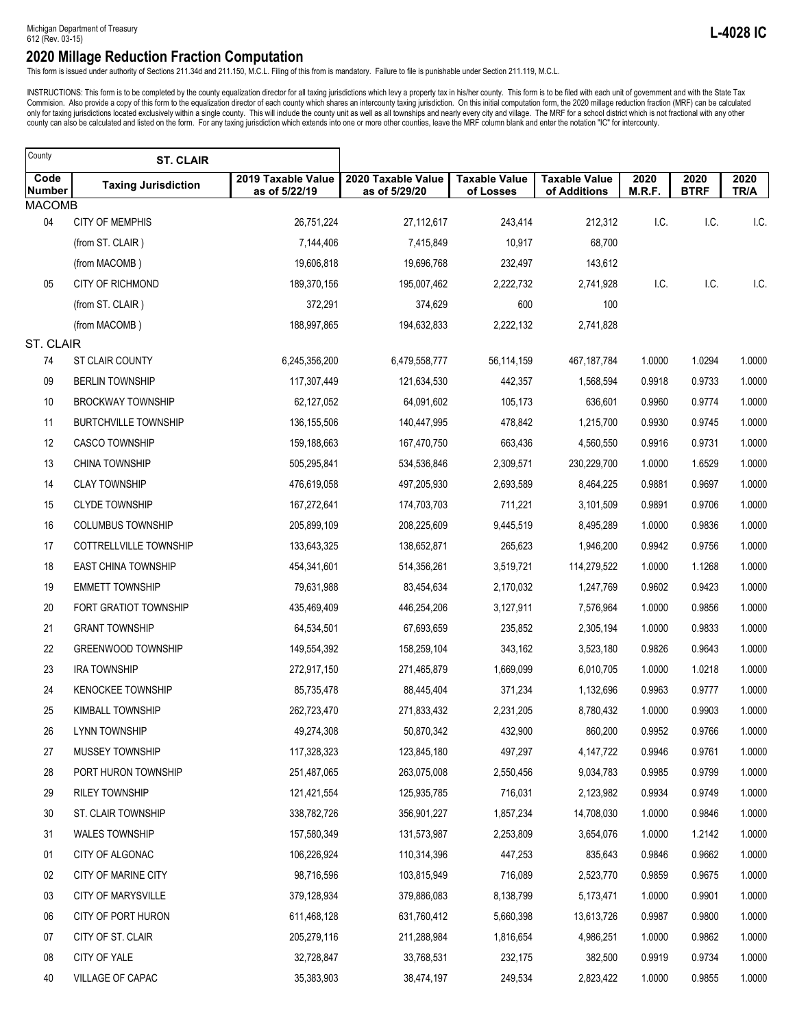Michigan Department of Treasury
612 (Rev. 03-15)

**L-4028 IC**

# 2020 Millage Reduction Fraction Computation

This form is issued under authority of Sections 211.34d and 211.150, M.C.L. Filing of this from is mandatory. Failure to file is punishable under Section 211.119, M.C.L.

INSTRUCTIONS: This form is to be completed by the county equalization director for all taxing jurisdictions which levy a property tax in his/her county. This form is to be filed with each unit of government and with the State Tax Commision. Also provide a copy of this form to the equalization director of each county which shares an intercounty taxing jurisdiction. On this initial computation form, the 2020 millage reduction fraction (MRF) can be calculated only for taxing jurisdictions located exclusively within a single county. This will include the county unit as well as all townships and nearly every city and village. The MRF for a school district which is not fractional with any other county can also be calculated and listed on the form. For any taxing jurisdiction which extends into one or more other counties, leave the MRF column blank and enter the notation "IC" for intercounty.

County: **ST. CLAIR**

| Code Number | Taxing Jurisdiction | 2019 Taxable Value as of 5/22/19 | 2020 Taxable Value as of 5/29/20 | Taxable Value of Losses | Taxable Value of Additions | 2020 M.R.F. | 2020 BTRF | 2020 TR/A |
|---|---|---|---|---|---|---|---|---|
| MACOMB | | | | | | | | |
| 04 | CITY OF MEMPHIS | 26,751,224 | 27,112,617 | 243,414 | 212,312 | I.C. | I.C. | I.C. |
| | (from ST. CLAIR ) | 7,144,406 | 7,415,849 | 10,917 | 68,700 | | | |
| | (from MACOMB ) | 19,606,818 | 19,696,768 | 232,497 | 143,612 | | | |
| 05 | CITY OF RICHMOND | 189,370,156 | 195,007,462 | 2,222,732 | 2,741,928 | I.C. | I.C. | I.C. |
| | (from ST. CLAIR ) | 372,291 | 374,629 | 600 | 100 | | | |
| | (from MACOMB ) | 188,997,865 | 194,632,833 | 2,222,132 | 2,741,828 | | | |
| ST. CLAIR | | | | | | | | |
| 74 | ST CLAIR COUNTY | 6,245,356,200 | 6,479,558,777 | 56,114,159 | 467,187,784 | 1.0000 | 1.0294 | 1.0000 |
| 09 | BERLIN TOWNSHIP | 117,307,449 | 121,634,530 | 442,357 | 1,568,594 | 0.9918 | 0.9733 | 1.0000 |
| 10 | BROCKWAY TOWNSHIP | 62,127,052 | 64,091,602 | 105,173 | 636,601 | 0.9960 | 0.9774 | 1.0000 |
| 11 | BURTCHVILLE TOWNSHIP | 136,155,506 | 140,447,995 | 478,842 | 1,215,700 | 0.9930 | 0.9745 | 1.0000 |
| 12 | CASCO TOWNSHIP | 159,188,663 | 167,470,750 | 663,436 | 4,560,550 | 0.9916 | 0.9731 | 1.0000 |
| 13 | CHINA TOWNSHIP | 505,295,841 | 534,536,846 | 2,309,571 | 230,229,700 | 1.0000 | 1.6529 | 1.0000 |
| 14 | CLAY TOWNSHIP | 476,619,058 | 497,205,930 | 2,693,589 | 8,464,225 | 0.9881 | 0.9697 | 1.0000 |
| 15 | CLYDE TOWNSHIP | 167,272,641 | 174,703,703 | 711,221 | 3,101,509 | 0.9891 | 0.9706 | 1.0000 |
| 16 | COLUMBUS TOWNSHIP | 205,899,109 | 208,225,609 | 9,445,519 | 8,495,289 | 1.0000 | 0.9836 | 1.0000 |
| 17 | COTTRELLVILLE TOWNSHIP | 133,643,325 | 138,652,871 | 265,623 | 1,946,200 | 0.9942 | 0.9756 | 1.0000 |
| 18 | EAST CHINA TOWNSHIP | 454,341,601 | 514,356,261 | 3,519,721 | 114,279,522 | 1.0000 | 1.1268 | 1.0000 |
| 19 | EMMETT TOWNSHIP | 79,631,988 | 83,454,634 | 2,170,032 | 1,247,769 | 0.9602 | 0.9423 | 1.0000 |
| 20 | FORT GRATIOT TOWNSHIP | 435,469,409 | 446,254,206 | 3,127,911 | 7,576,964 | 1.0000 | 0.9856 | 1.0000 |
| 21 | GRANT TOWNSHIP | 64,534,501 | 67,693,659 | 235,852 | 2,305,194 | 1.0000 | 0.9833 | 1.0000 |
| 22 | GREENWOOD TOWNSHIP | 149,554,392 | 158,259,104 | 343,162 | 3,523,180 | 0.9826 | 0.9643 | 1.0000 |
| 23 | IRA TOWNSHIP | 272,917,150 | 271,465,879 | 1,669,099 | 6,010,705 | 1.0000 | 1.0218 | 1.0000 |
| 24 | KENOCKEE TOWNSHIP | 85,735,478 | 88,445,404 | 371,234 | 1,132,696 | 0.9963 | 0.9777 | 1.0000 |
| 25 | KIMBALL TOWNSHIP | 262,723,470 | 271,833,432 | 2,231,205 | 8,780,432 | 1.0000 | 0.9903 | 1.0000 |
| 26 | LYNN TOWNSHIP | 49,274,308 | 50,870,342 | 432,900 | 860,200 | 0.9952 | 0.9766 | 1.0000 |
| 27 | MUSSEY TOWNSHIP | 117,328,323 | 123,845,180 | 497,297 | 4,147,722 | 0.9946 | 0.9761 | 1.0000 |
| 28 | PORT HURON TOWNSHIP | 251,487,065 | 263,075,008 | 2,550,456 | 9,034,783 | 0.9985 | 0.9799 | 1.0000 |
| 29 | RILEY TOWNSHIP | 121,421,554 | 125,935,785 | 716,031 | 2,123,982 | 0.9934 | 0.9749 | 1.0000 |
| 30 | ST. CLAIR TOWNSHIP | 338,782,726 | 356,901,227 | 1,857,234 | 14,708,030 | 1.0000 | 0.9846 | 1.0000 |
| 31 | WALES TOWNSHIP | 157,580,349 | 131,573,987 | 2,253,809 | 3,654,076 | 1.0000 | 1.2142 | 1.0000 |
| 01 | CITY OF ALGONAC | 106,226,924 | 110,314,396 | 447,253 | 835,643 | 0.9846 | 0.9662 | 1.0000 |
| 02 | CITY OF MARINE CITY | 98,716,596 | 103,815,949 | 716,089 | 2,523,770 | 0.9859 | 0.9675 | 1.0000 |
| 03 | CITY OF MARYSVILLE | 379,128,934 | 379,886,083 | 8,138,799 | 5,173,471 | 1.0000 | 0.9901 | 1.0000 |
| 06 | CITY OF PORT HURON | 611,468,128 | 631,760,412 | 5,660,398 | 13,613,726 | 0.9987 | 0.9800 | 1.0000 |
| 07 | CITY OF ST. CLAIR | 205,279,116 | 211,288,984 | 1,816,654 | 4,986,251 | 1.0000 | 0.9862 | 1.0000 |
| 08 | CITY OF YALE | 32,728,847 | 33,768,531 | 232,175 | 382,500 | 0.9919 | 0.9734 | 1.0000 |
| 40 | VILLAGE OF CAPAC | 35,383,903 | 38,474,197 | 249,534 | 2,823,422 | 1.0000 | 0.9855 | 1.0000 |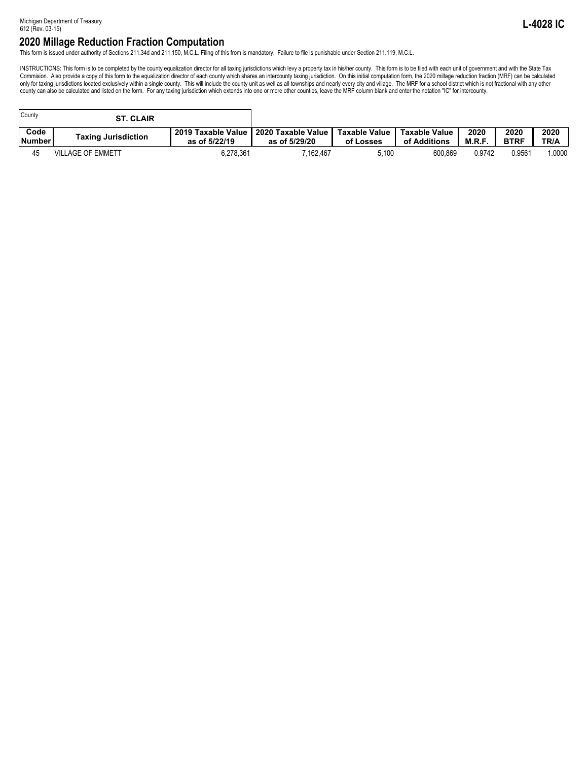Michigan Department of Treasury
612 (Rev. 03-15)

**L-4028 IC**

# 2020 Millage Reduction Fraction Computation

This form is issued under authority of Sections 211.34d and 211.150, M.C.L. Filing of this from is mandatory. Failure to file is punishable under Section 211.119, M.C.L.

INSTRUCTIONS: This form is to be completed by the county equalization director for all taxing jurisdictions which levy a property tax in his/her county. This form is to be filed with each unit of government and with the State Tax Commision. Also provide a copy of this form to the equalization director of each county which shares an intercounty taxing jurisdiction. On this initial computation form, the 2020 millage reduction fraction (MRF) can be calculated only for taxing jurisdictions located exclusively within a single county. This will include the county unit as well as all townships and nearly every city and village. The MRF for a school district which is not fractional with any other county can also be calculated and listed on the form. For any taxing jurisdiction which extends into one or more other counties, leave the MRF column blank and enter the notation "IC" for intercounty.

County: **ST. CLAIR**

| Code Number | Taxing Jurisdiction | 2019 Taxable Value as of 5/22/19 | 2020 Taxable Value as of 5/29/20 | Taxable Value of Losses | Taxable Value of Additions | 2020 M.R.F. | 2020 BTRF | 2020 TR/A |
|---|---|---|---|---|---|---|---|---|
| 45 | VILLAGE OF EMMETT | 6,278,361 | 7,162,467 | 5,100 | 600,869 | 0.9742 | 0.9561 | 1.0000 |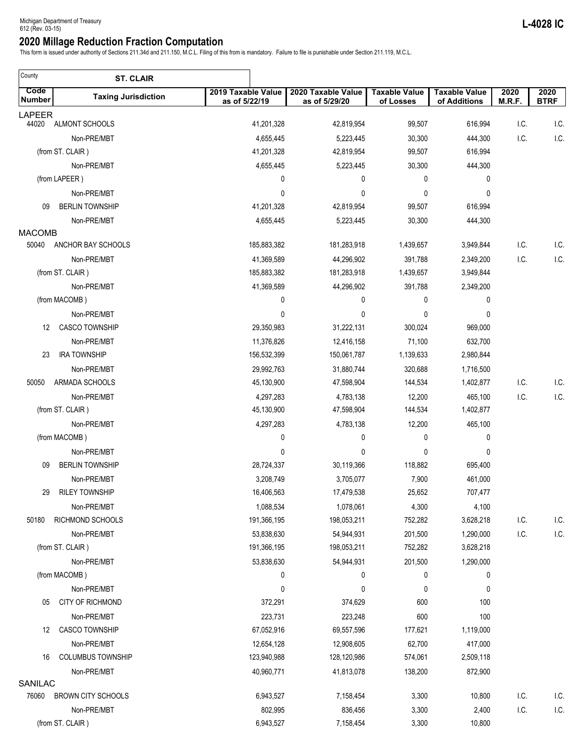Michigan Department of Treasury
612 (Rev. 03-15)

**L-4028 IC**

## 2020 Millage Reduction Fraction Computation

This form is issued under authority of Sections 211.34d and 211.150, M.C.L. Filing of this from is mandatory. Failure to file is punishable under Section 211.119, M.C.L.

County: **ST. CLAIR**

| Code Number | Taxing Jurisdiction | 2019 Taxable Value as of 5/22/19 | 2020 Taxable Value as of 5/29/20 | Taxable Value of Losses | Taxable Value of Additions | 2020 M.R.F. | 2020 BTRF |
|---|---|---|---|---|---|---|---|
| LAPEER | | | | | | | |
| 44020 | ALMONT SCHOOLS | 41,201,328 | 42,819,954 | 99,507 | 616,994 | I.C. | I.C. |
| | Non-PRE/MBT | 4,655,445 | 5,223,445 | 30,300 | 444,300 | I.C. | I.C. |
| | (from ST. CLAIR ) | 41,201,328 | 42,819,954 | 99,507 | 616,994 | | |
| | Non-PRE/MBT | 4,655,445 | 5,223,445 | 30,300 | 444,300 | | |
| | (from LAPEER ) | 0 | 0 | 0 | 0 | | |
| | Non-PRE/MBT | 0 | 0 | 0 | 0 | | |
| 09 | BERLIN TOWNSHIP | 41,201,328 | 42,819,954 | 99,507 | 616,994 | | |
| | Non-PRE/MBT | 4,655,445 | 5,223,445 | 30,300 | 444,300 | | |
| MACOMB | | | | | | | |
| 50040 | ANCHOR BAY SCHOOLS | 185,883,382 | 181,283,918 | 1,439,657 | 3,949,844 | I.C. | I.C. |
| | Non-PRE/MBT | 41,369,589 | 44,296,902 | 391,788 | 2,349,200 | I.C. | I.C. |
| | (from ST. CLAIR ) | 185,883,382 | 181,283,918 | 1,439,657 | 3,949,844 | | |
| | Non-PRE/MBT | 41,369,589 | 44,296,902 | 391,788 | 2,349,200 | | |
| | (from MACOMB ) | 0 | 0 | 0 | 0 | | |
| | Non-PRE/MBT | 0 | 0 | 0 | 0 | | |
| 12 | CASCO TOWNSHIP | 29,350,983 | 31,222,131 | 300,024 | 969,000 | | |
| | Non-PRE/MBT | 11,376,826 | 12,416,158 | 71,100 | 632,700 | | |
| 23 | IRA TOWNSHIP | 156,532,399 | 150,061,787 | 1,139,633 | 2,980,844 | | |
| | Non-PRE/MBT | 29,992,763 | 31,880,744 | 320,688 | 1,716,500 | | |
| 50050 | ARMADA SCHOOLS | 45,130,900 | 47,598,904 | 144,534 | 1,402,877 | I.C. | I.C. |
| | Non-PRE/MBT | 4,297,283 | 4,783,138 | 12,200 | 465,100 | I.C. | I.C. |
| | (from ST. CLAIR ) | 45,130,900 | 47,598,904 | 144,534 | 1,402,877 | | |
| | Non-PRE/MBT | 4,297,283 | 4,783,138 | 12,200 | 465,100 | | |
| | (from MACOMB ) | 0 | 0 | 0 | 0 | | |
| | Non-PRE/MBT | 0 | 0 | 0 | 0 | | |
| 09 | BERLIN TOWNSHIP | 28,724,337 | 30,119,366 | 118,882 | 695,400 | | |
| | Non-PRE/MBT | 3,208,749 | 3,705,077 | 7,900 | 461,000 | | |
| 29 | RILEY TOWNSHIP | 16,406,563 | 17,479,538 | 25,652 | 707,477 | | |
| | Non-PRE/MBT | 1,088,534 | 1,078,061 | 4,300 | 4,100 | | |
| 50180 | RICHMOND SCHOOLS | 191,366,195 | 198,053,211 | 752,282 | 3,628,218 | I.C. | I.C. |
| | Non-PRE/MBT | 53,838,630 | 54,944,931 | 201,500 | 1,290,000 | I.C. | I.C. |
| | (from ST. CLAIR ) | 191,366,195 | 198,053,211 | 752,282 | 3,628,218 | | |
| | Non-PRE/MBT | 53,838,630 | 54,944,931 | 201,500 | 1,290,000 | | |
| | (from MACOMB ) | 0 | 0 | 0 | 0 | | |
| | Non-PRE/MBT | 0 | 0 | 0 | 0 | | |
| 05 | CITY OF RICHMOND | 372,291 | 374,629 | 600 | 100 | | |
| | Non-PRE/MBT | 223,731 | 223,248 | 600 | 100 | | |
| 12 | CASCO TOWNSHIP | 67,052,916 | 69,557,596 | 177,621 | 1,119,000 | | |
| | Non-PRE/MBT | 12,654,128 | 12,908,605 | 62,700 | 417,000 | | |
| 16 | COLUMBUS TOWNSHIP | 123,940,988 | 128,120,986 | 574,061 | 2,509,118 | | |
| | Non-PRE/MBT | 40,960,771 | 41,813,078 | 138,200 | 872,900 | | |
| SANILAC | | | | | | | |
| 76060 | BROWN CITY SCHOOLS | 6,943,527 | 7,158,454 | 3,300 | 10,800 | I.C. | I.C. |
| | Non-PRE/MBT | 802,995 | 836,456 | 3,300 | 2,400 | I.C. | I.C. |
| | (from ST. CLAIR ) | 6,943,527 | 7,158,454 | 3,300 | 10,800 | | |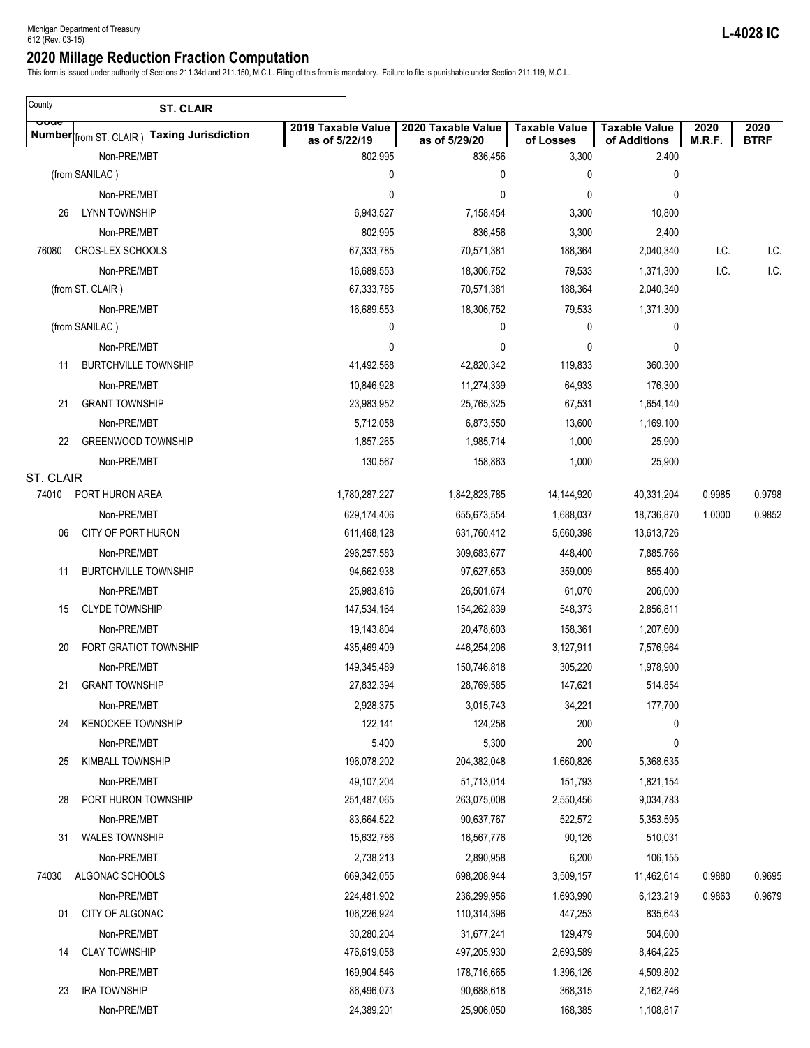Michigan Department of Treasury
612 (Rev. 03-15)

**L-4028 IC**

# 2020 Millage Reduction Fraction Computation

This form is issued under authority of Sections 211.34d and 211.150, M.C.L. Filing of this from is mandatory. Failure to file is punishable under Section 211.119, M.C.L.

County: **ST. CLAIR**

| Code Number | (from ST. CLAIR) Taxing Jurisdiction | 2019 Taxable Value as of 5/22/19 | 2020 Taxable Value as of 5/29/20 | Taxable Value of Losses | Taxable Value of Additions | 2020 M.R.F. | 2020 BTRF |
|---|---|---|---|---|---|---|---|
| | Non-PRE/MBT | 802,995 | 836,456 | 3,300 | 2,400 | | |
| | (from SANILAC ) | 0 | 0 | 0 | 0 | | |
| | Non-PRE/MBT | 0 | 0 | 0 | 0 | | |
| 26 | LYNN TOWNSHIP | 6,943,527 | 7,158,454 | 3,300 | 10,800 | | |
| | Non-PRE/MBT | 802,995 | 836,456 | 3,300 | 2,400 | | |
| 76080 | CROS-LEX SCHOOLS | 67,333,785 | 70,571,381 | 188,364 | 2,040,340 | I.C. | I.C. |
| | Non-PRE/MBT | 16,689,553 | 18,306,752 | 79,533 | 1,371,300 | I.C. | I.C. |
| | (from ST. CLAIR ) | 67,333,785 | 70,571,381 | 188,364 | 2,040,340 | | |
| | Non-PRE/MBT | 16,689,553 | 18,306,752 | 79,533 | 1,371,300 | | |
| | (from SANILAC ) | 0 | 0 | 0 | 0 | | |
| | Non-PRE/MBT | 0 | 0 | 0 | 0 | | |
| 11 | BURTCHVILLE TOWNSHIP | 41,492,568 | 42,820,342 | 119,833 | 360,300 | | |
| | Non-PRE/MBT | 10,846,928 | 11,274,339 | 64,933 | 176,300 | | |
| 21 | GRANT TOWNSHIP | 23,983,952 | 25,765,325 | 67,531 | 1,654,140 | | |
| | Non-PRE/MBT | 5,712,058 | 6,873,550 | 13,600 | 1,169,100 | | |
| 22 | GREENWOOD TOWNSHIP | 1,857,265 | 1,985,714 | 1,000 | 25,900 | | |
| | Non-PRE/MBT | 130,567 | 158,863 | 1,000 | 25,900 | | |
| ST. CLAIR | | | | | | | |
| 74010 | PORT HURON AREA | 1,780,287,227 | 1,842,823,785 | 14,144,920 | 40,331,204 | 0.9985 | 0.9798 |
| | Non-PRE/MBT | 629,174,406 | 655,673,554 | 1,688,037 | 18,736,870 | 1.0000 | 0.9852 |
| 06 | CITY OF PORT HURON | 611,468,128 | 631,760,412 | 5,660,398 | 13,613,726 | | |
| | Non-PRE/MBT | 296,257,583 | 309,683,677 | 448,400 | 7,885,766 | | |
| 11 | BURTCHVILLE TOWNSHIP | 94,662,938 | 97,627,653 | 359,009 | 855,400 | | |
| | Non-PRE/MBT | 25,983,816 | 26,501,674 | 61,070 | 206,000 | | |
| 15 | CLYDE TOWNSHIP | 147,534,164 | 154,262,839 | 548,373 | 2,856,811 | | |
| | Non-PRE/MBT | 19,143,804 | 20,478,603 | 158,361 | 1,207,600 | | |
| 20 | FORT GRATIOT TOWNSHIP | 435,469,409 | 446,254,206 | 3,127,911 | 7,576,964 | | |
| | Non-PRE/MBT | 149,345,489 | 150,746,818 | 305,220 | 1,978,900 | | |
| 21 | GRANT TOWNSHIP | 27,832,394 | 28,769,585 | 147,621 | 514,854 | | |
| | Non-PRE/MBT | 2,928,375 | 3,015,743 | 34,221 | 177,700 | | |
| 24 | KENOCKEE TOWNSHIP | 122,141 | 124,258 | 200 | 0 | | |
| | Non-PRE/MBT | 5,400 | 5,300 | 200 | 0 | | |
| 25 | KIMBALL TOWNSHIP | 196,078,202 | 204,382,048 | 1,660,826 | 5,368,635 | | |
| | Non-PRE/MBT | 49,107,204 | 51,713,014 | 151,793 | 1,821,154 | | |
| 28 | PORT HURON TOWNSHIP | 251,487,065 | 263,075,008 | 2,550,456 | 9,034,783 | | |
| | Non-PRE/MBT | 83,664,522 | 90,637,767 | 522,572 | 5,353,595 | | |
| 31 | WALES TOWNSHIP | 15,632,786 | 16,567,776 | 90,126 | 510,031 | | |
| | Non-PRE/MBT | 2,738,213 | 2,890,958 | 6,200 | 106,155 | | |
| 74030 | ALGONAC SCHOOLS | 669,342,055 | 698,208,944 | 3,509,157 | 11,462,614 | 0.9880 | 0.9695 |
| | Non-PRE/MBT | 224,481,902 | 236,299,956 | 1,693,990 | 6,123,219 | 0.9863 | 0.9679 |
| 01 | CITY OF ALGONAC | 106,226,924 | 110,314,396 | 447,253 | 835,643 | | |
| | Non-PRE/MBT | 30,280,204 | 31,677,241 | 129,479 | 504,600 | | |
| 14 | CLAY TOWNSHIP | 476,619,058 | 497,205,930 | 2,693,589 | 8,464,225 | | |
| | Non-PRE/MBT | 169,904,546 | 178,716,665 | 1,396,126 | 4,509,802 | | |
| 23 | IRA TOWNSHIP | 86,496,073 | 90,688,618 | 368,315 | 2,162,746 | | |
| | Non-PRE/MBT | 24,389,201 | 25,906,050 | 168,385 | 1,108,817 | | |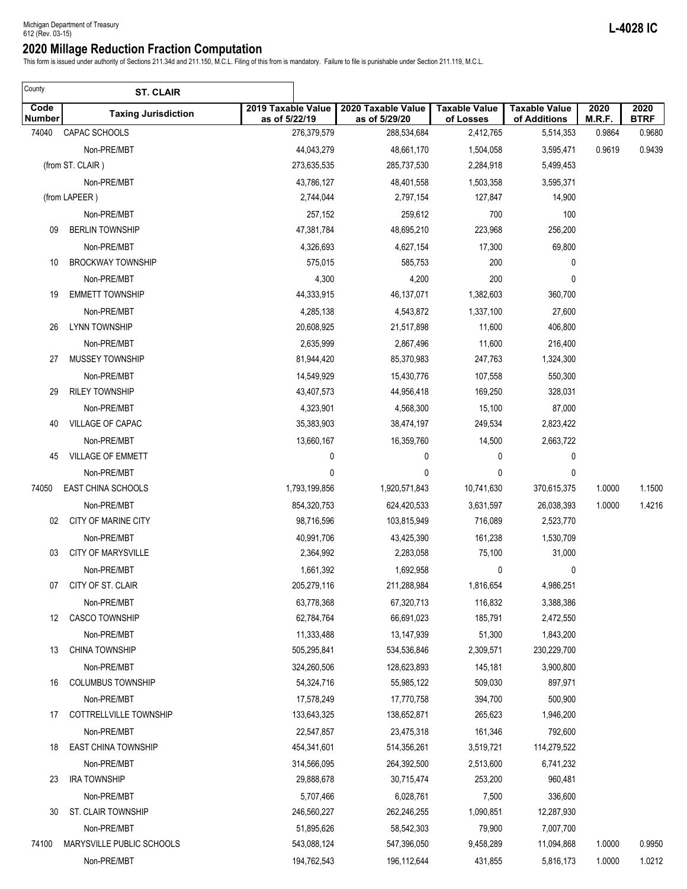Michigan Department of Treasury
612 (Rev. 03-15)

**L-4028 IC**

## 2020 Millage Reduction Fraction Computation

This form is issued under authority of Sections 211.34d and 211.150, M.C.L. Filing of this from is mandatory. Failure to file is punishable under Section 211.119, M.C.L.

County: **ST. CLAIR**

| Code Number | Taxing Jurisdiction | 2019 Taxable Value as of 5/22/19 | 2020 Taxable Value as of 5/29/20 | Taxable Value of Losses | Taxable Value of Additions | 2020 M.R.F. | 2020 BTRF |
|---|---|---|---|---|---|---|---|
| 74040 | CAPAC SCHOOLS | 276,379,579 | 288,534,684 | 2,412,765 | 5,514,353 | 0.9864 | 0.9680 |
| | Non-PRE/MBT | 44,043,279 | 48,661,170 | 1,504,058 | 3,595,471 | 0.9619 | 0.9439 |
| | (from ST. CLAIR ) | 273,635,535 | 285,737,530 | 2,284,918 | 5,499,453 | | |
| | Non-PRE/MBT | 43,786,127 | 48,401,558 | 1,503,358 | 3,595,371 | | |
| | (from LAPEER ) | 2,744,044 | 2,797,154 | 127,847 | 14,900 | | |
| | Non-PRE/MBT | 257,152 | 259,612 | 700 | 100 | | |
| 09 | BERLIN TOWNSHIP | 47,381,784 | 48,695,210 | 223,968 | 256,200 | | |
| | Non-PRE/MBT | 4,326,693 | 4,627,154 | 17,300 | 69,800 | | |
| 10 | BROCKWAY TOWNSHIP | 575,015 | 585,753 | 200 | 0 | | |
| | Non-PRE/MBT | 4,300 | 4,200 | 200 | 0 | | |
| 19 | EMMETT TOWNSHIP | 44,333,915 | 46,137,071 | 1,382,603 | 360,700 | | |
| | Non-PRE/MBT | 4,285,138 | 4,543,872 | 1,337,100 | 27,600 | | |
| 26 | LYNN TOWNSHIP | 20,608,925 | 21,517,898 | 11,600 | 406,800 | | |
| | Non-PRE/MBT | 2,635,999 | 2,867,496 | 11,600 | 216,400 | | |
| 27 | MUSSEY TOWNSHIP | 81,944,420 | 85,370,983 | 247,763 | 1,324,300 | | |
| | Non-PRE/MBT | 14,549,929 | 15,430,776 | 107,558 | 550,300 | | |
| 29 | RILEY TOWNSHIP | 43,407,573 | 44,956,418 | 169,250 | 328,031 | | |
| | Non-PRE/MBT | 4,323,901 | 4,568,300 | 15,100 | 87,000 | | |
| 40 | VILLAGE OF CAPAC | 35,383,903 | 38,474,197 | 249,534 | 2,823,422 | | |
| | Non-PRE/MBT | 13,660,167 | 16,359,760 | 14,500 | 2,663,722 | | |
| 45 | VILLAGE OF EMMETT | 0 | 0 | 0 | 0 | | |
| | Non-PRE/MBT | 0 | 0 | 0 | 0 | | |
| 74050 | EAST CHINA SCHOOLS | 1,793,199,856 | 1,920,571,843 | 10,741,630 | 370,615,375 | 1.0000 | 1.1500 |
| | Non-PRE/MBT | 854,320,753 | 624,420,533 | 3,631,597 | 26,038,393 | 1.0000 | 1.4216 |
| 02 | CITY OF MARINE CITY | 98,716,596 | 103,815,949 | 716,089 | 2,523,770 | | |
| | Non-PRE/MBT | 40,991,706 | 43,425,390 | 161,238 | 1,530,709 | | |
| 03 | CITY OF MARYSVILLE | 2,364,992 | 2,283,058 | 75,100 | 31,000 | | |
| | Non-PRE/MBT | 1,661,392 | 1,692,958 | 0 | 0 | | |
| 07 | CITY OF ST. CLAIR | 205,279,116 | 211,288,984 | 1,816,654 | 4,986,251 | | |
| | Non-PRE/MBT | 63,778,368 | 67,320,713 | 116,832 | 3,388,386 | | |
| 12 | CASCO TOWNSHIP | 62,784,764 | 66,691,023 | 185,791 | 2,472,550 | | |
| | Non-PRE/MBT | 11,333,488 | 13,147,939 | 51,300 | 1,843,200 | | |
| 13 | CHINA TOWNSHIP | 505,295,841 | 534,536,846 | 2,309,571 | 230,229,700 | | |
| | Non-PRE/MBT | 324,260,506 | 128,623,893 | 145,181 | 3,900,800 | | |
| 16 | COLUMBUS TOWNSHIP | 54,324,716 | 55,985,122 | 509,030 | 897,971 | | |
| | Non-PRE/MBT | 17,578,249 | 17,770,758 | 394,700 | 500,900 | | |
| 17 | COTTRELLVILLE TOWNSHIP | 133,643,325 | 138,652,871 | 265,623 | 1,946,200 | | |
| | Non-PRE/MBT | 22,547,857 | 23,475,318 | 161,346 | 792,600 | | |
| 18 | EAST CHINA TOWNSHIP | 454,341,601 | 514,356,261 | 3,519,721 | 114,279,522 | | |
| | Non-PRE/MBT | 314,566,095 | 264,392,500 | 2,513,600 | 6,741,232 | | |
| 23 | IRA TOWNSHIP | 29,888,678 | 30,715,474 | 253,200 | 960,481 | | |
| | Non-PRE/MBT | 5,707,466 | 6,028,761 | 7,500 | 336,600 | | |
| 30 | ST. CLAIR TOWNSHIP | 246,560,227 | 262,246,255 | 1,090,851 | 12,287,930 | | |
| | Non-PRE/MBT | 51,895,626 | 58,542,303 | 79,900 | 7,007,700 | | |
| 74100 | MARYSVILLE PUBLIC SCHOOLS | 543,088,124 | 547,396,050 | 9,458,289 | 11,094,868 | 1.0000 | 0.9950 |
| | Non-PRE/MBT | 194,762,543 | 196,112,644 | 431,855 | 5,816,173 | 1.0000 | 1.0212 |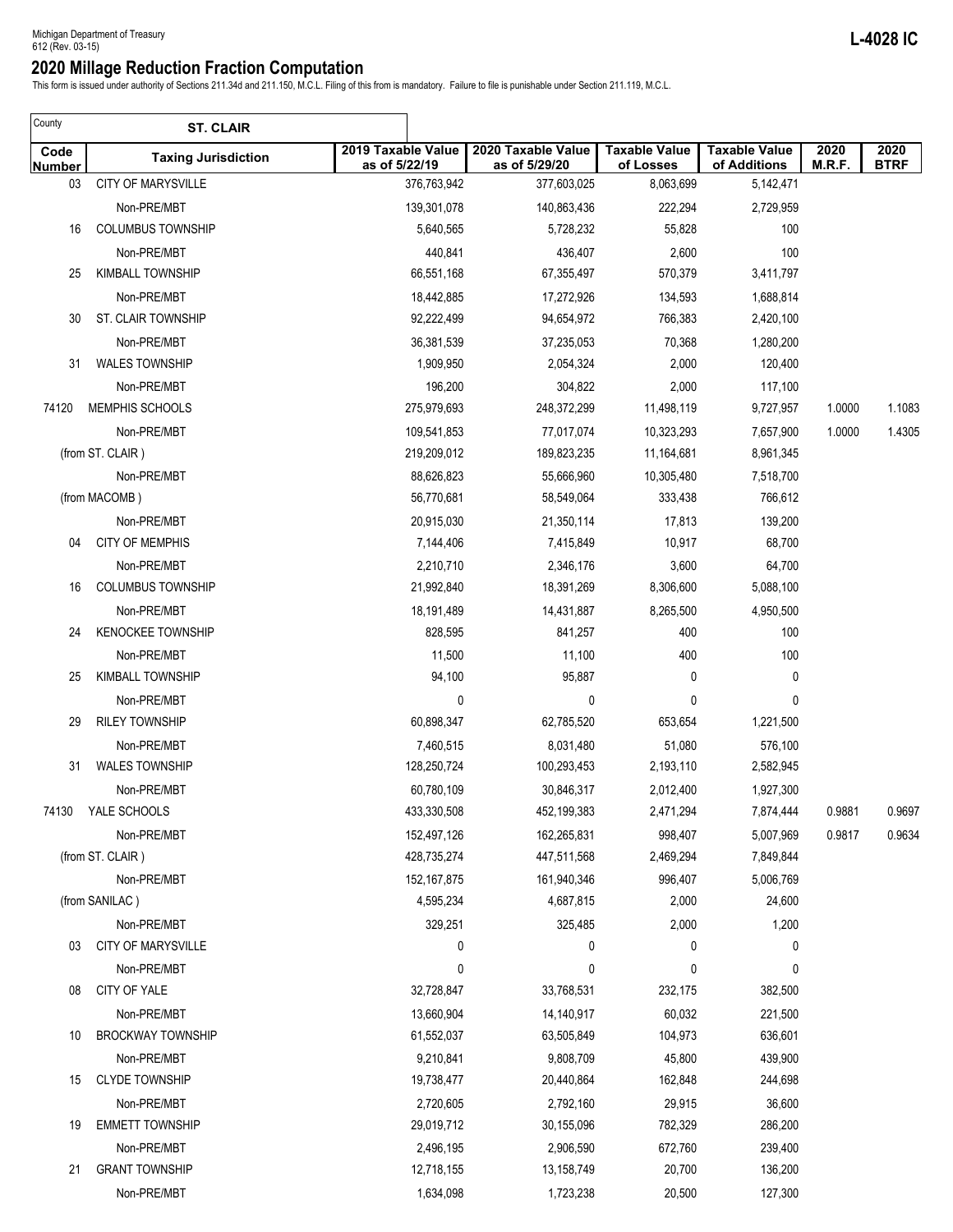Michigan Department of Treasury
612 (Rev. 03-15)

**L-4028 IC**

## 2020 Millage Reduction Fraction Computation

This form is issued under authority of Sections 211.34d and 211.150, M.C.L. Filing of this from is mandatory. Failure to file is punishable under Section 211.119, M.C.L.

County: **ST. CLAIR**

| Code Number | Taxing Jurisdiction | 2019 Taxable Value as of 5/22/19 | 2020 Taxable Value as of 5/29/20 | Taxable Value of Losses | Taxable Value of Additions | 2020 M.R.F. | 2020 BTRF |
|---|---|---|---|---|---|---|---|
| 03 | CITY OF MARYSVILLE | 376,763,942 | 377,603,025 | 8,063,699 | 5,142,471 | | |
| | Non-PRE/MBT | 139,301,078 | 140,863,436 | 222,294 | 2,729,959 | | |
| 16 | COLUMBUS TOWNSHIP | 5,640,565 | 5,728,232 | 55,828 | 100 | | |
| | Non-PRE/MBT | 440,841 | 436,407 | 2,600 | 100 | | |
| 25 | KIMBALL TOWNSHIP | 66,551,168 | 67,355,497 | 570,379 | 3,411,797 | | |
| | Non-PRE/MBT | 18,442,885 | 17,272,926 | 134,593 | 1,688,814 | | |
| 30 | ST. CLAIR TOWNSHIP | 92,222,499 | 94,654,972 | 766,383 | 2,420,100 | | |
| | Non-PRE/MBT | 36,381,539 | 37,235,053 | 70,368 | 1,280,200 | | |
| 31 | WALES TOWNSHIP | 1,909,950 | 2,054,324 | 2,000 | 120,400 | | |
| | Non-PRE/MBT | 196,200 | 304,822 | 2,000 | 117,100 | | |
| 74120 | MEMPHIS SCHOOLS | 275,979,693 | 248,372,299 | 11,498,119 | 9,727,957 | 1.0000 | 1.1083 |
| | Non-PRE/MBT | 109,541,853 | 77,017,074 | 10,323,293 | 7,657,900 | 1.0000 | 1.4305 |
| | (from ST. CLAIR ) | 219,209,012 | 189,823,235 | 11,164,681 | 8,961,345 | | |
| | Non-PRE/MBT | 88,626,823 | 55,666,960 | 10,305,480 | 7,518,700 | | |
| | (from MACOMB ) | 56,770,681 | 58,549,064 | 333,438 | 766,612 | | |
| | Non-PRE/MBT | 20,915,030 | 21,350,114 | 17,813 | 139,200 | | |
| 04 | CITY OF MEMPHIS | 7,144,406 | 7,415,849 | 10,917 | 68,700 | | |
| | Non-PRE/MBT | 2,210,710 | 2,346,176 | 3,600 | 64,700 | | |
| 16 | COLUMBUS TOWNSHIP | 21,992,840 | 18,391,269 | 8,306,600 | 5,088,100 | | |
| | Non-PRE/MBT | 18,191,489 | 14,431,887 | 8,265,500 | 4,950,500 | | |
| 24 | KENOCKEE TOWNSHIP | 828,595 | 841,257 | 400 | 100 | | |
| | Non-PRE/MBT | 11,500 | 11,100 | 400 | 100 | | |
| 25 | KIMBALL TOWNSHIP | 94,100 | 95,887 | 0 | 0 | | |
| | Non-PRE/MBT | 0 | 0 | 0 | 0 | | |
| 29 | RILEY TOWNSHIP | 60,898,347 | 62,785,520 | 653,654 | 1,221,500 | | |
| | Non-PRE/MBT | 7,460,515 | 8,031,480 | 51,080 | 576,100 | | |
| 31 | WALES TOWNSHIP | 128,250,724 | 100,293,453 | 2,193,110 | 2,582,945 | | |
| | Non-PRE/MBT | 60,780,109 | 30,846,317 | 2,012,400 | 1,927,300 | | |
| 74130 | YALE SCHOOLS | 433,330,508 | 452,199,383 | 2,471,294 | 7,874,444 | 0.9881 | 0.9697 |
| | Non-PRE/MBT | 152,497,126 | 162,265,831 | 998,407 | 5,007,969 | 0.9817 | 0.9634 |
| | (from ST. CLAIR ) | 428,735,274 | 447,511,568 | 2,469,294 | 7,849,844 | | |
| | Non-PRE/MBT | 152,167,875 | 161,940,346 | 996,407 | 5,006,769 | | |
| | (from SANILAC ) | 4,595,234 | 4,687,815 | 2,000 | 24,600 | | |
| | Non-PRE/MBT | 329,251 | 325,485 | 2,000 | 1,200 | | |
| 03 | CITY OF MARYSVILLE | 0 | 0 | 0 | 0 | | |
| | Non-PRE/MBT | 0 | 0 | 0 | 0 | | |
| 08 | CITY OF YALE | 32,728,847 | 33,768,531 | 232,175 | 382,500 | | |
| | Non-PRE/MBT | 13,660,904 | 14,140,917 | 60,032 | 221,500 | | |
| 10 | BROCKWAY TOWNSHIP | 61,552,037 | 63,505,849 | 104,973 | 636,601 | | |
| | Non-PRE/MBT | 9,210,841 | 9,808,709 | 45,800 | 439,900 | | |
| 15 | CLYDE TOWNSHIP | 19,738,477 | 20,440,864 | 162,848 | 244,698 | | |
| | Non-PRE/MBT | 2,720,605 | 2,792,160 | 29,915 | 36,600 | | |
| 19 | EMMETT TOWNSHIP | 29,019,712 | 30,155,096 | 782,329 | 286,200 | | |
| | Non-PRE/MBT | 2,496,195 | 2,906,590 | 672,760 | 239,400 | | |
| 21 | GRANT TOWNSHIP | 12,718,155 | 13,158,749 | 20,700 | 136,200 | | |
| | Non-PRE/MBT | 1,634,098 | 1,723,238 | 20,500 | 127,300 | | |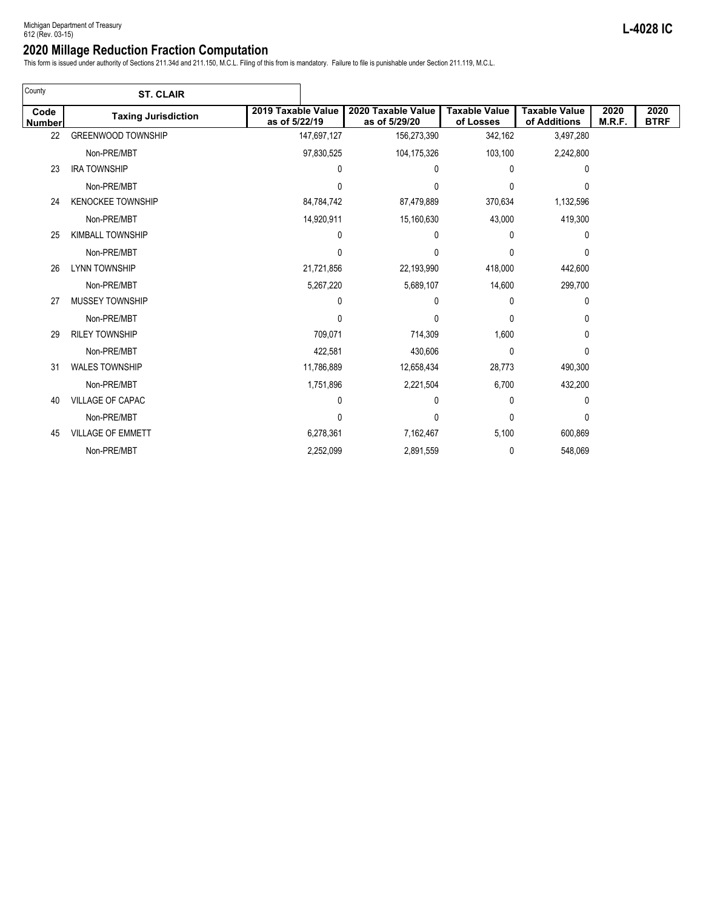Michigan Department of Treasury
612 (Rev. 03-15)

**L-4028 IC**

# 2020 Millage Reduction Fraction Computation

This form is issued under authority of Sections 211.34d and 211.150, M.C.L. Filing of this from is mandatory. Failure to file is punishable under Section 211.119, M.C.L.

County: **ST. CLAIR**

| Code Number | Taxing Jurisdiction | 2019 Taxable Value as of 5/22/19 | 2020 Taxable Value as of 5/29/20 | Taxable Value of Losses | Taxable Value of Additions | 2020 M.R.F. | 2020 BTRF |
|---|---|---|---|---|---|---|---|
| 22 | GREENWOOD TOWNSHIP | 147,697,127 | 156,273,390 | 342,162 | 3,497,280 | | |
| | Non-PRE/MBT | 97,830,525 | 104,175,326 | 103,100 | 2,242,800 | | |
| 23 | IRA TOWNSHIP | 0 | 0 | 0 | 0 | | |
| | Non-PRE/MBT | 0 | 0 | 0 | 0 | | |
| 24 | KENOCKEE TOWNSHIP | 84,784,742 | 87,479,889 | 370,634 | 1,132,596 | | |
| | Non-PRE/MBT | 14,920,911 | 15,160,630 | 43,000 | 419,300 | | |
| 25 | KIMBALL TOWNSHIP | 0 | 0 | 0 | 0 | | |
| | Non-PRE/MBT | 0 | 0 | 0 | 0 | | |
| 26 | LYNN TOWNSHIP | 21,721,856 | 22,193,990 | 418,000 | 442,600 | | |
| | Non-PRE/MBT | 5,267,220 | 5,689,107 | 14,600 | 299,700 | | |
| 27 | MUSSEY TOWNSHIP | 0 | 0 | 0 | 0 | | |
| | Non-PRE/MBT | 0 | 0 | 0 | 0 | | |
| 29 | RILEY TOWNSHIP | 709,071 | 714,309 | 1,600 | 0 | | |
| | Non-PRE/MBT | 422,581 | 430,606 | 0 | 0 | | |
| 31 | WALES TOWNSHIP | 11,786,889 | 12,658,434 | 28,773 | 490,300 | | |
| | Non-PRE/MBT | 1,751,896 | 2,221,504 | 6,700 | 432,200 | | |
| 40 | VILLAGE OF CAPAC | 0 | 0 | 0 | 0 | | |
| | Non-PRE/MBT | 0 | 0 | 0 | 0 | | |
| 45 | VILLAGE OF EMMETT | 6,278,361 | 7,162,467 | 5,100 | 600,869 | | |
| | Non-PRE/MBT | 2,252,099 | 2,891,559 | 0 | 548,069 | | |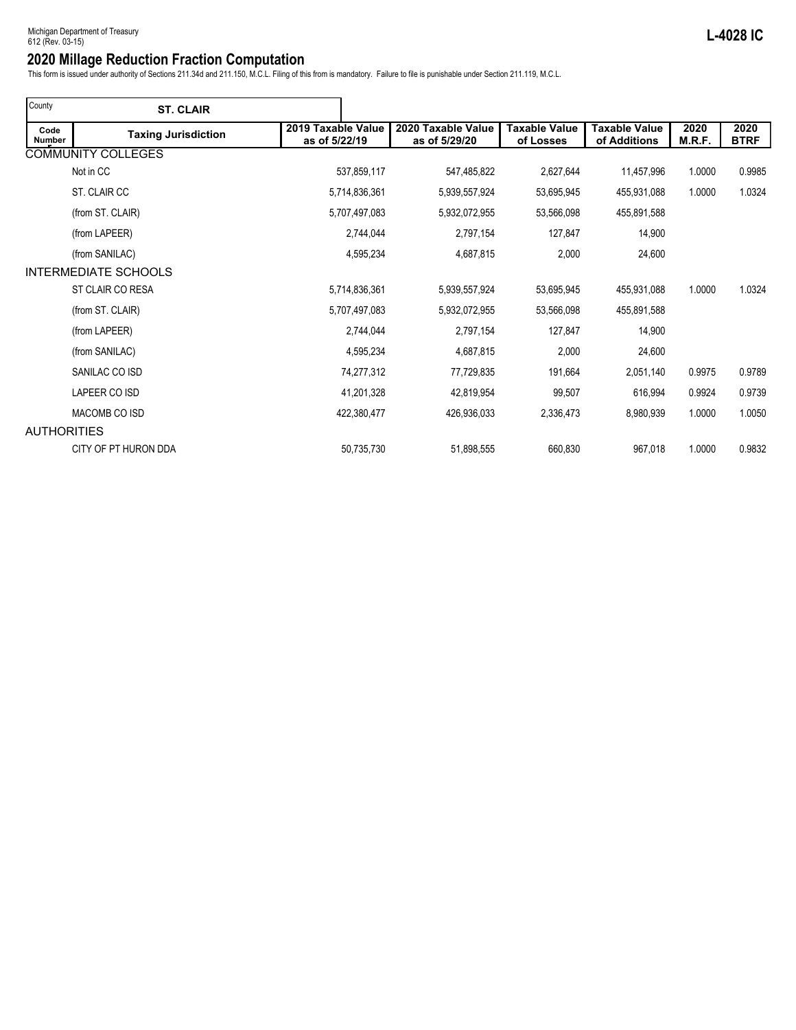Michigan Department of Treasury
612 (Rev. 03-15)

**L-4028 IC**

## 2020 Millage Reduction Fraction Computation

This form is issued under authority of Sections 211.34d and 211.150, M.C.L. Filing of this from is mandatory. Failure to file is punishable under Section 211.119, M.C.L.

County: **ST. CLAIR**

| Code Number | Taxing Jurisdiction | 2019 Taxable Value as of 5/22/19 | 2020 Taxable Value as of 5/29/20 | Taxable Value of Losses | Taxable Value of Additions | 2020 M.R.F. | 2020 BTRF |
|---|---|---|---|---|---|---|---|
| | COMMUNITY COLLEGES | | | | | | |
| | Not in CC | 537,859,117 | 547,485,822 | 2,627,644 | 11,457,996 | 1.0000 | 0.9985 |
| | ST. CLAIR CC | 5,714,836,361 | 5,939,557,924 | 53,695,945 | 455,931,088 | 1.0000 | 1.0324 |
| | (from ST. CLAIR) | 5,707,497,083 | 5,932,072,955 | 53,566,098 | 455,891,588 | | |
| | (from LAPEER) | 2,744,044 | 2,797,154 | 127,847 | 14,900 | | |
| | (from SANILAC) | 4,595,234 | 4,687,815 | 2,000 | 24,600 | | |
| | INTERMEDIATE SCHOOLS | | | | | | |
| | ST CLAIR CO RESA | 5,714,836,361 | 5,939,557,924 | 53,695,945 | 455,931,088 | 1.0000 | 1.0324 |
| | (from ST. CLAIR) | 5,707,497,083 | 5,932,072,955 | 53,566,098 | 455,891,588 | | |
| | (from LAPEER) | 2,744,044 | 2,797,154 | 127,847 | 14,900 | | |
| | (from SANILAC) | 4,595,234 | 4,687,815 | 2,000 | 24,600 | | |
| | SANILAC CO ISD | 74,277,312 | 77,729,835 | 191,664 | 2,051,140 | 0.9975 | 0.9789 |
| | LAPEER CO ISD | 41,201,328 | 42,819,954 | 99,507 | 616,994 | 0.9924 | 0.9739 |
| | MACOMB CO ISD | 422,380,477 | 426,936,033 | 2,336,473 | 8,980,939 | 1.0000 | 1.0050 |
| | AUTHORITIES | | | | | | |
| | CITY OF PT HURON DDA | 50,735,730 | 51,898,555 | 660,830 | 967,018 | 1.0000 | 0.9832 |